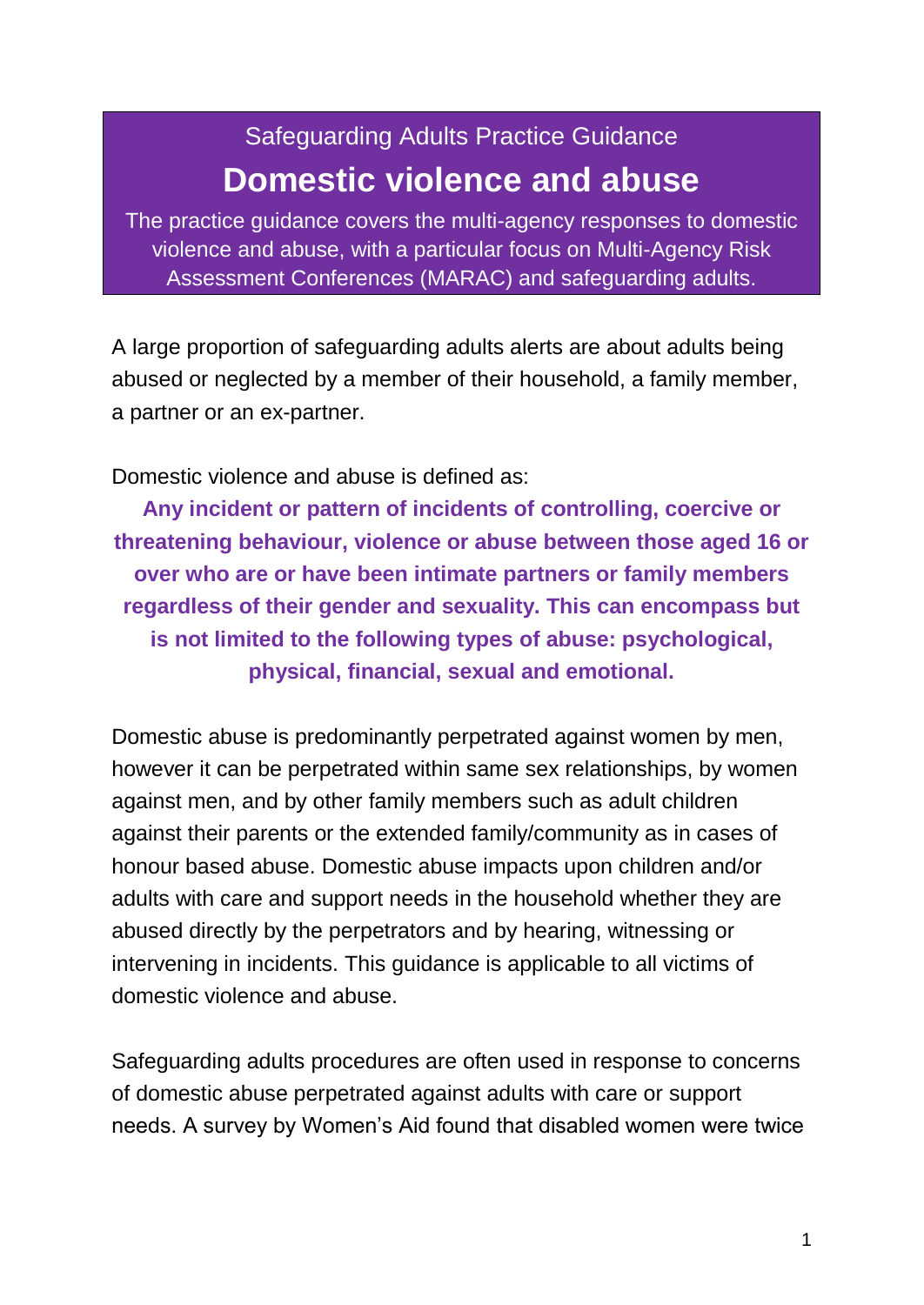Safeguarding Adults Practice Guidance

# Domestic violence and abuse

The practice guidance covers the multi-agency responses to domestic violence and abuse, with a particular focus on Multi-Agency Risk Assessment Conferences (MARAC) and safeguarding adults.

A large proportion of safeguarding adults alerts are about adults being abused or neglected by a member of their household, a family member, a partner or an ex-partner.

Domestic violence and abuse is defined as:

**Any incident or pattern of incidents of controlling, coercive or threatening behaviour, violence or abuse between those aged 16 or over who are or have been intimate partners or family members regardless of their gender and sexuality. This can encompass but is not limited to the following types of abuse: psychological, physical, financial, sexual and emotional.**

Domestic abuse is predominantly perpetrated against women by men, however it can be perpetrated within same sex relationships, by women against men, and by other family members such as adult children against their parents or the extended family/community as in cases of honour based abuse. Domestic abuse impacts upon children and/or adults with care and support needs in the household whether they are abused directly by the perpetrators and by hearing, witnessing or intervening in incidents. This guidance is applicable to all victims of domestic violence and abuse.

Safeguarding adults procedures are often used in response to concerns of domestic abuse perpetrated against adults with care or support needs. A survey by Women's Aid found that disabled women were twice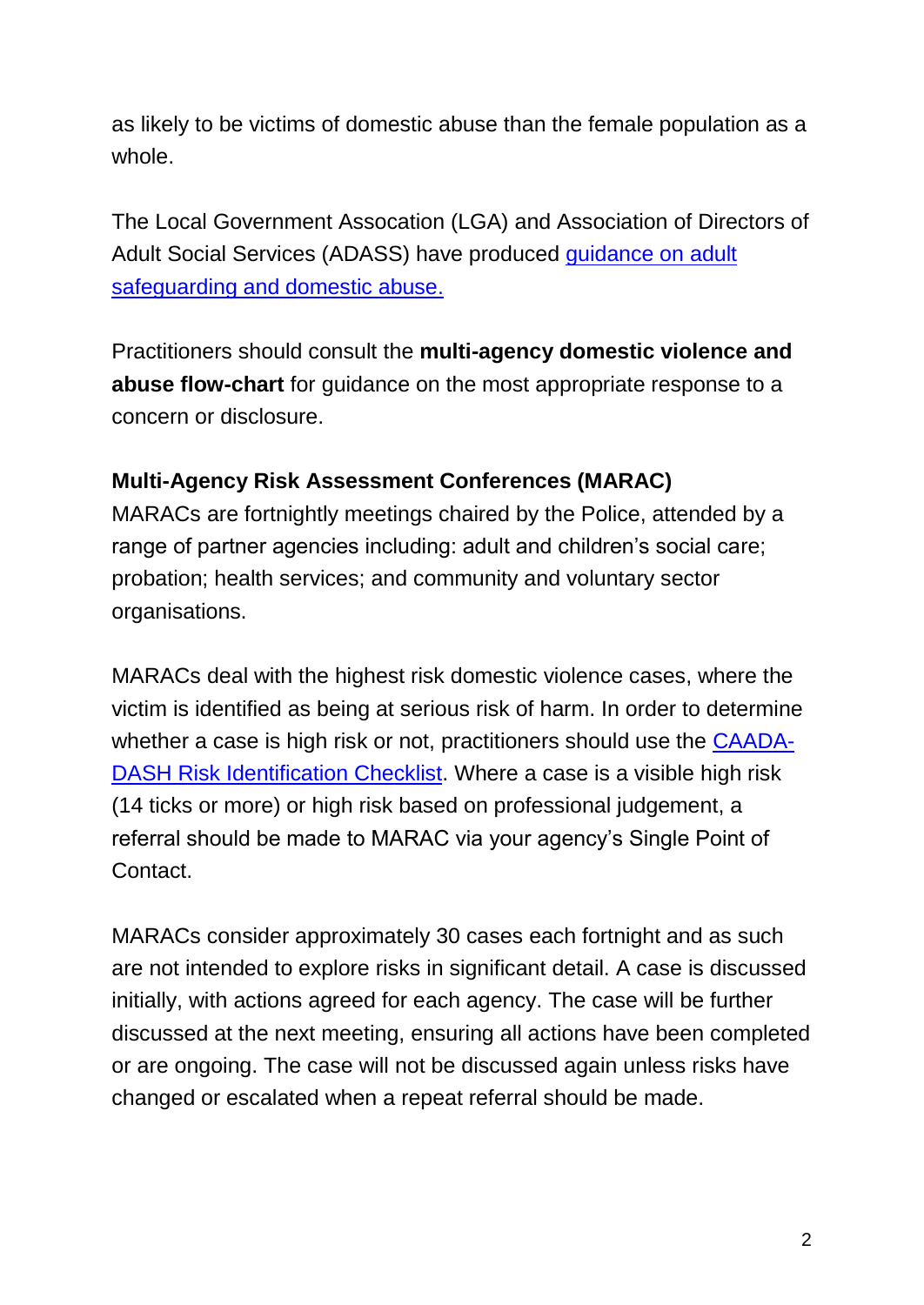as likely to be victims of domestic abuse than the female population as a whole.

The Local Government Assocation (LGA) and Association of Directors of Adult Social Services (ADASS) have produced guidance on adult safeguarding and domestic abuse.

Practitioners should consult the **multi-agency domestic violence and abuse flow-chart** for guidance on the most appropriate response to a concern or disclosure.

**Multi-Agency Risk Assessment Conferences (MARAC)**

MARACs are fortnightly meetings chaired by the Police, attended by a range of partner agencies including: adult and children's social care; probation; health services; and community and voluntary sector organisations.

MARACs deal with the highest risk domestic violence cases, where the victim is identified as being at serious risk of harm. In order to determine whether a case is high risk or not, practitioners should use the CAADA-DASH Risk Identification Checklist. Where a case is a visible high risk (14 ticks or more) or high risk based on professional judgement, a referral should be made to MARAC via your agency's Single Point of Contact.

MARACs consider approximately 30 cases each fortnight and as such are not intended to explore risks in significant detail. A case is discussed initially, with actions agreed for each agency. The case will be further discussed at the next meeting, ensuring all actions have been completed or are ongoing. The case will not be discussed again unless risks have changed or escalated when a repeat referral should be made.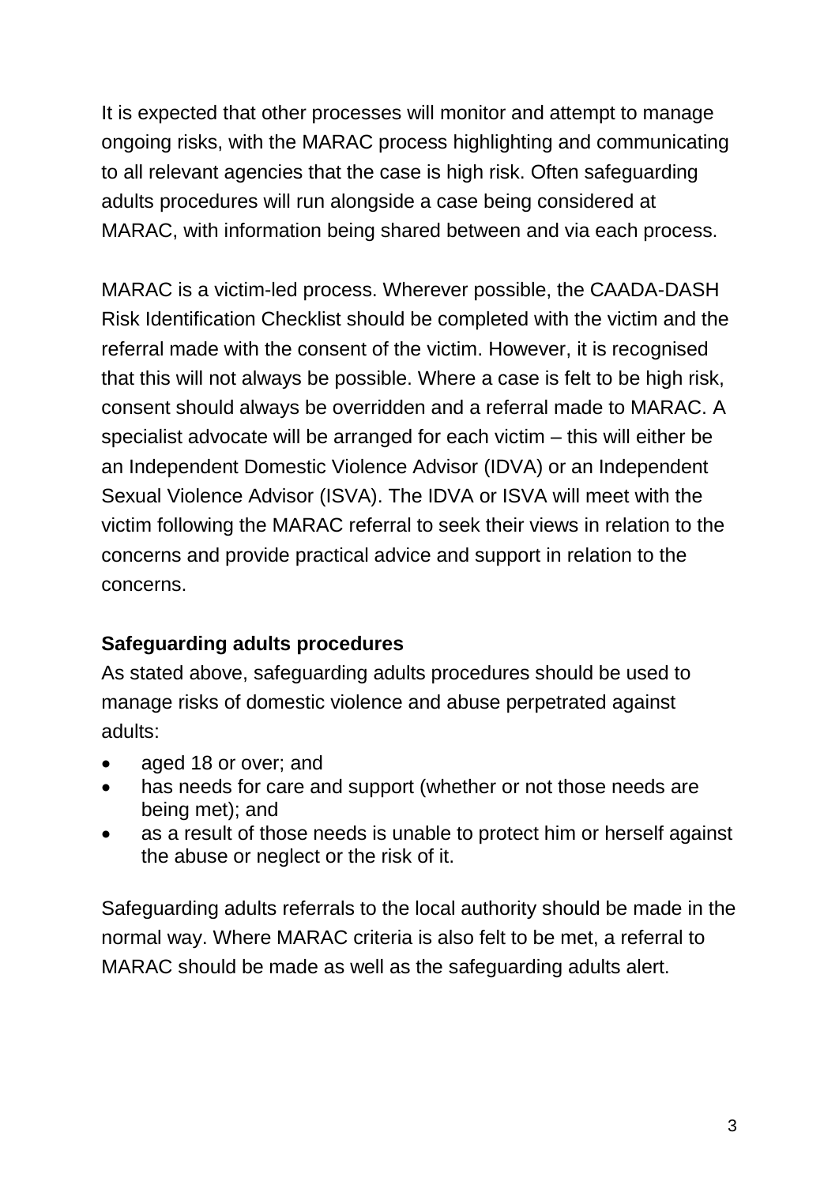It is expected that other processes will monitor and attempt to manage ongoing risks, with the MARAC process highlighting and communicating to all relevant agencies that the case is high risk. Often safeguarding adults procedures will run alongside a case being considered at MARAC, with information being shared between and via each process.

MARAC is a victim-led process. Wherever possible, the CAADA-DASH Risk Identification Checklist should be completed with the victim and the referral made with the consent of the victim. However, it is recognised that this will not always be possible. Where a case is felt to be high risk, consent should always be overridden and a referral made to MARAC. A specialist advocate will be arranged for each victim – this will either be an Independent Domestic Violence Advisor (IDVA) or an Independent Sexual Violence Advisor (ISVA). The IDVA or ISVA will meet with the victim following the MARAC referral to seek their views in relation to the concerns and provide practical advice and support in relation to the concerns.

**Safeguarding adults procedures**

As stated above, safeguarding adults procedures should be used to manage risks of domestic violence and abuse perpetrated against adults:

- aged 18 or over; and
- has needs for care and support (whether or not those needs are being met); and
- as a result of those needs is unable to protect him or herself against the abuse or neglect or the risk of it.

Safeguarding adults referrals to the local authority should be made in the normal way. Where MARAC criteria is also felt to be met, a referral to MARAC should be made as well as the safeguarding adults alert.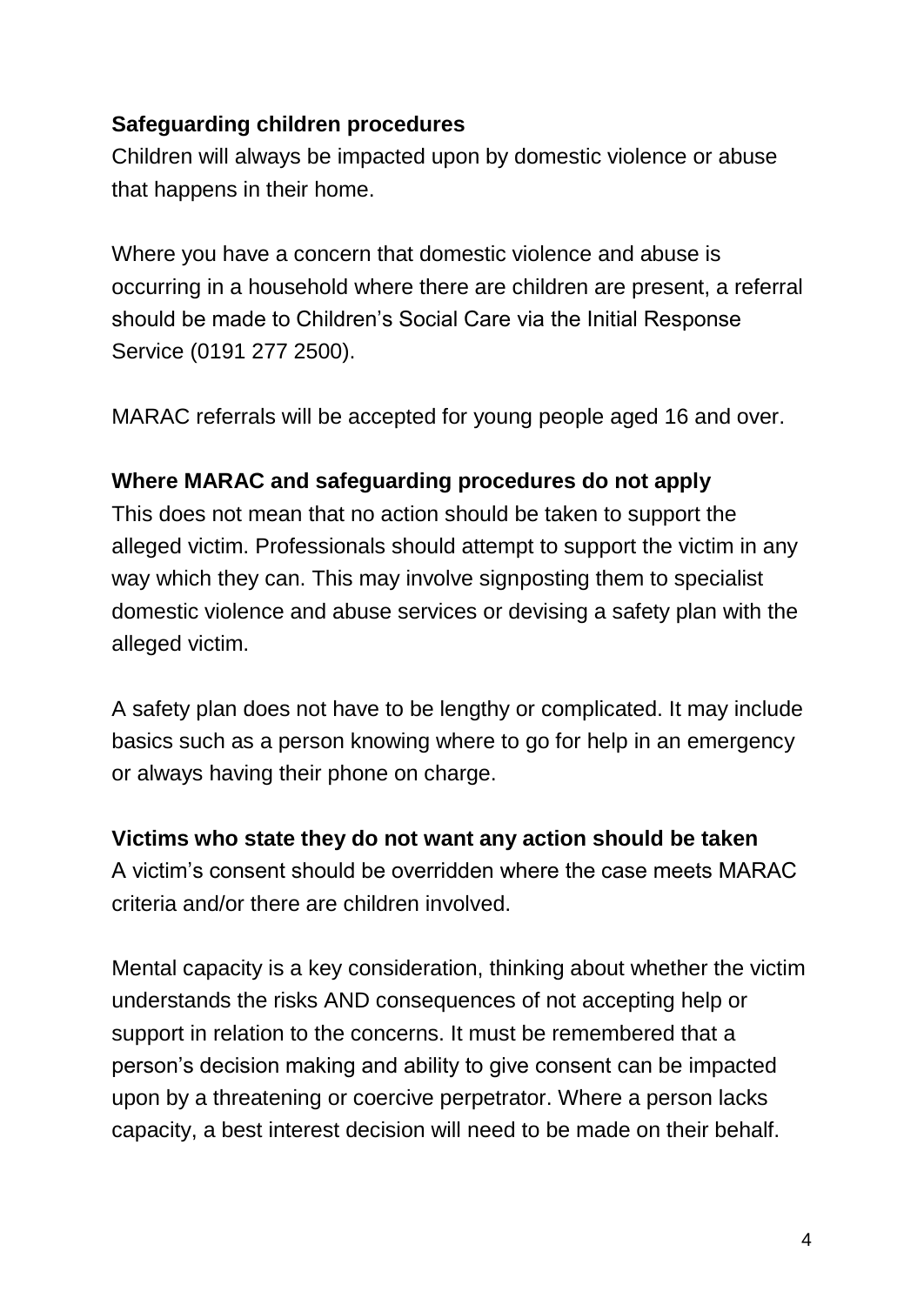**Safeguarding children procedures**

Children will always be impacted upon by domestic violence or abuse that happens in their home.

Where you have a concern that domestic violence and abuse is occurring in a household where there are children are present, a referral should be made to Children's Social Care via the Initial Response Service (0191 277 2500).

MARAC referrals will be accepted for young people aged 16 and over.

**Where MARAC and safeguarding procedures do not apply**

This does not mean that no action should be taken to support the alleged victim. Professionals should attempt to support the victim in any way which they can. This may involve signposting them to specialist domestic violence and abuse services or devising a safety plan with the alleged victim.

A safety plan does not have to be lengthy or complicated. It may include basics such as a person knowing where to go for help in an emergency or always having their phone on charge.

**Victims who state they do not want any action should be taken**

A victim's consent should be overridden where the case meets MARAC criteria and/or there are children involved.

Mental capacity is a key consideration, thinking about whether the victim understands the risks AND consequences of not accepting help or support in relation to the concerns. It must be remembered that a person's decision making and ability to give consent can be impacted upon by a threatening or coercive perpetrator. Where a person lacks capacity, a best interest decision will need to be made on their behalf.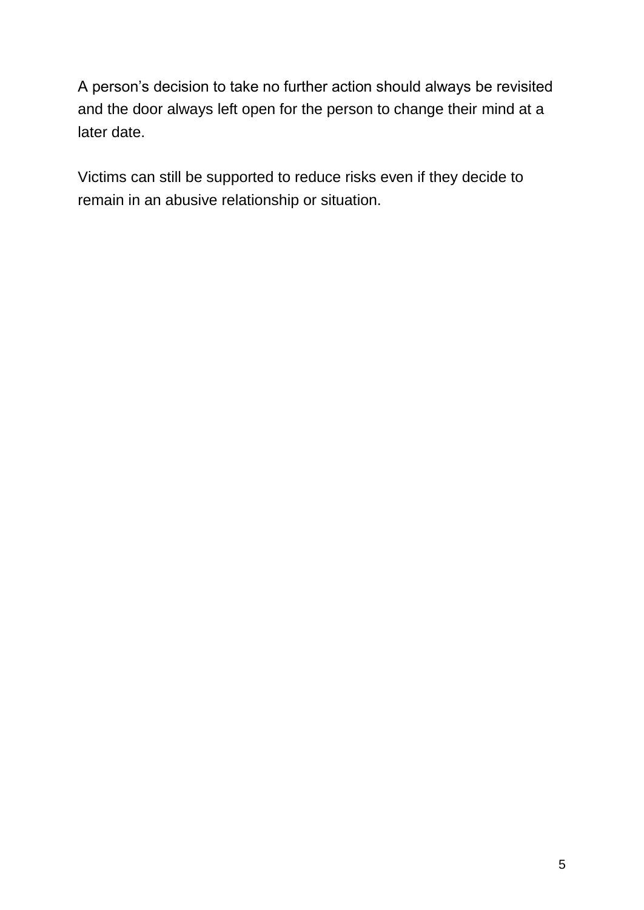A person’s decision to take no further action should always be revisited and the door always left open for the person to change their mind at a later date.

Victims can still be supported to reduce risks even if they decide to remain in an abusive relationship or situation.